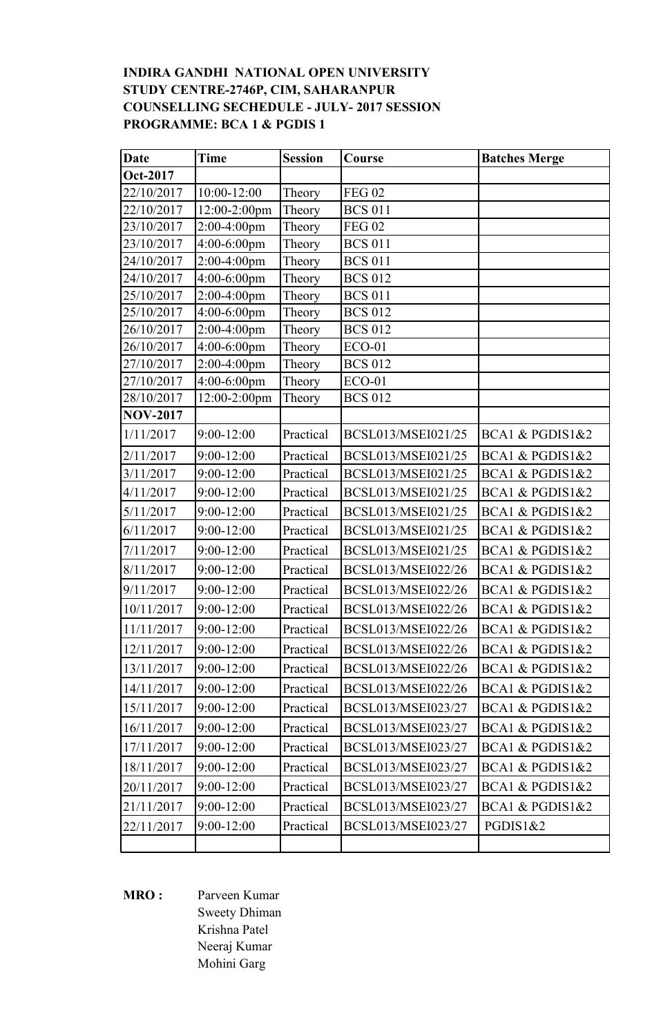**INDIRA GANDHI NATIONAL OPEN UNIVERSITY**
**STUDY CENTRE-2746P, CIM, SAHARANPUR**
**COUNSELLING SECHEDULE - JULY- 2017 SESSION**
**PROGRAMME: BCA 1 & PGDIS 1**

| Date | Time | Session | Course | Batches Merge |
|---|---|---|---|---|
| **Oct-2017** | | | | |
| 22/10/2017 | 10:00-12:00 | Theory | FEG 02 | |
| 22/10/2017 | 12:00-2:00pm | Theory | BCS 011 | |
| 23/10/2017 | 2:00-4:00pm | Theory | FEG 02 | |
| 23/10/2017 | 4:00-6:00pm | Theory | BCS 011 | |
| 24/10/2017 | 2:00-4:00pm | Theory | BCS 011 | |
| 24/10/2017 | 4:00-6:00pm | Theory | BCS 012 | |
| 25/10/2017 | 2:00-4:00pm | Theory | BCS 011 | |
| 25/10/2017 | 4:00-6:00pm | Theory | BCS 012 | |
| 26/10/2017 | 2:00-4:00pm | Theory | BCS 012 | |
| 26/10/2017 | 4:00-6:00pm | Theory | ECO-01 | |
| 27/10/2017 | 2:00-4:00pm | Theory | BCS 012 | |
| 27/10/2017 | 4:00-6:00pm | Theory | ECO-01 | |
| 28/10/2017 | 12:00-2:00pm | Theory | BCS 012 | |
| **NOV-2017** | | | | |
| 1/11/2017 | 9:00-12:00 | Practical | BCSL013/MSEI021/25 | BCA1 & PGDIS1&2 |
| 2/11/2017 | 9:00-12:00 | Practical | BCSL013/MSEI021/25 | BCA1 & PGDIS1&2 |
| 3/11/2017 | 9:00-12:00 | Practical | BCSL013/MSEI021/25 | BCA1 & PGDIS1&2 |
| 4/11/2017 | 9:00-12:00 | Practical | BCSL013/MSEI021/25 | BCA1 & PGDIS1&2 |
| 5/11/2017 | 9:00-12:00 | Practical | BCSL013/MSEI021/25 | BCA1 & PGDIS1&2 |
| 6/11/2017 | 9:00-12:00 | Practical | BCSL013/MSEI021/25 | BCA1 & PGDIS1&2 |
| 7/11/2017 | 9:00-12:00 | Practical | BCSL013/MSEI021/25 | BCA1 & PGDIS1&2 |
| 8/11/2017 | 9:00-12:00 | Practical | BCSL013/MSEI022/26 | BCA1 & PGDIS1&2 |
| 9/11/2017 | 9:00-12:00 | Practical | BCSL013/MSEI022/26 | BCA1 & PGDIS1&2 |
| 10/11/2017 | 9:00-12:00 | Practical | BCSL013/MSEI022/26 | BCA1 & PGDIS1&2 |
| 11/11/2017 | 9:00-12:00 | Practical | BCSL013/MSEI022/26 | BCA1 & PGDIS1&2 |
| 12/11/2017 | 9:00-12:00 | Practical | BCSL013/MSEI022/26 | BCA1 & PGDIS1&2 |
| 13/11/2017 | 9:00-12:00 | Practical | BCSL013/MSEI022/26 | BCA1 & PGDIS1&2 |
| 14/11/2017 | 9:00-12:00 | Practical | BCSL013/MSEI022/26 | BCA1 & PGDIS1&2 |
| 15/11/2017 | 9:00-12:00 | Practical | BCSL013/MSEI023/27 | BCA1 & PGDIS1&2 |
| 16/11/2017 | 9:00-12:00 | Practical | BCSL013/MSEI023/27 | BCA1 & PGDIS1&2 |
| 17/11/2017 | 9:00-12:00 | Practical | BCSL013/MSEI023/27 | BCA1 & PGDIS1&2 |
| 18/11/2017 | 9:00-12:00 | Practical | BCSL013/MSEI023/27 | BCA1 & PGDIS1&2 |
| 20/11/2017 | 9:00-12:00 | Practical | BCSL013/MSEI023/27 | BCA1 & PGDIS1&2 |
| 21/11/2017 | 9:00-12:00 | Practical | BCSL013/MSEI023/27 | BCA1 & PGDIS1&2 |
| 22/11/2017 | 9:00-12:00 | Practical | BCSL013/MSEI023/27 | PGDIS1&2 |
| | | | | |

**MRO :** Parveen Kumar
Sweety Dhiman
Krishna Patel
Neeraj Kumar
Mohini Garg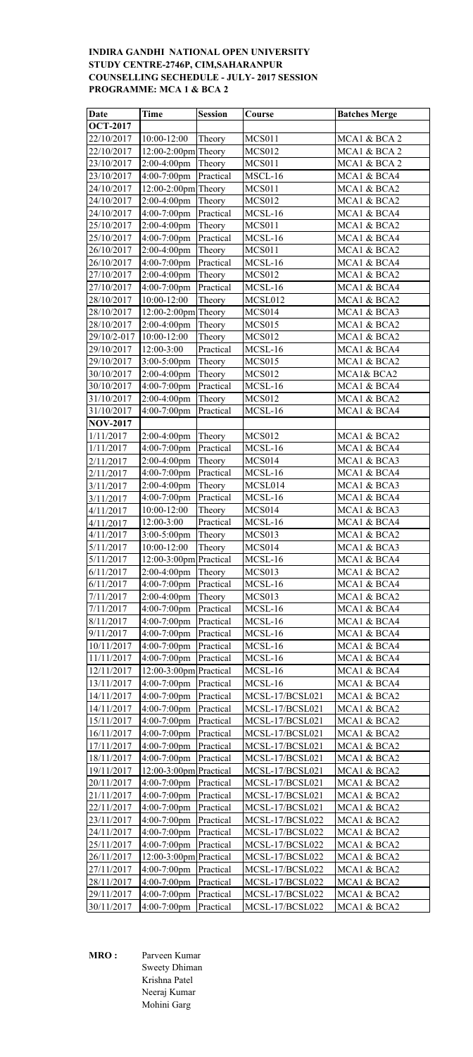**INDIRA GANDHI NATIONAL OPEN UNIVERSITY**
**STUDY CENTRE-2746P, CIM,SAHARANPUR**
**COUNSELLING SECHEDULE - JULY- 2017 SESSION**
**PROGRAMME: MCA 1 & BCA 2**

| Date | Time | Session | Course | Batches Merge |
|---|---|---|---|---|
| **OCT-2017** | | | | |
| 22/10/2017 | 10:00-12:00 | Theory | MCS011 | MCA1 & BCA 2 |
| 22/10/2017 | 12:00-2:00pm | Theory | MCS012 | MCA1 & BCA 2 |
| 23/10/2017 | 2:00-4:00pm | Theory | MCS011 | MCA1 & BCA 2 |
| 23/10/2017 | 4:00-7:00pm | Practical | MSCL-16 | MCA1 & BCA4 |
| 24/10/2017 | 12:00-2:00pm | Theory | MCS011 | MCA1 & BCA2 |
| 24/10/2017 | 2:00-4:00pm | Theory | MCS012 | MCA1 & BCA2 |
| 24/10/2017 | 4:00-7:00pm | Practical | MCSL-16 | MCA1 & BCA4 |
| 25/10/2017 | 2:00-4:00pm | Theory | MCS011 | MCA1 & BCA2 |
| 25/10/2017 | 4:00-7:00pm | Practical | MCSL-16 | MCA1 & BCA4 |
| 26/10/2017 | 2:00-4:00pm | Theory | MCS011 | MCA1 & BCA2 |
| 26/10/2017 | 4:00-7:00pm | Practical | MCSL-16 | MCA1 & BCA4 |
| 27/10/2017 | 2:00-4:00pm | Theory | MCS012 | MCA1 & BCA2 |
| 27/10/2017 | 4:00-7:00pm | Practical | MCSL-16 | MCA1 & BCA4 |
| 28/10/2017 | 10:00-12:00 | Theory | MCSL012 | MCA1 & BCA2 |
| 28/10/2017 | 12:00-2:00pm | Theory | MCS014 | MCA1 & BCA3 |
| 28/10/2017 | 2:00-4:00pm | Theory | MCS015 | MCA1 & BCA2 |
| 29/10/2-017 | 10:00-12:00 | Theory | MCS012 | MCA1 & BCA2 |
| 29/10/2017 | 12:00-3:00 | Practical | MCSL-16 | MCA1 & BCA4 |
| 29/10/2017 | 3:00-5:00pm | Theory | MCS015 | MCA1 & BCA2 |
| 30/10/2017 | 2:00-4:00pm | Theory | MCS012 | MCA1& BCA2 |
| 30/10/2017 | 4:00-7:00pm | Practical | MCSL-16 | MCA1 & BCA4 |
| 31/10/2017 | 2:00-4:00pm | Theory | MCS012 | MCA1 & BCA2 |
| 31/10/2017 | 4:00-7:00pm | Practical | MCSL-16 | MCA1 & BCA4 |
| **NOV-2017** | | | | |
| 1/11/2017 | 2:00-4:00pm | Theory | MCS012 | MCA1 & BCA2 |
| 1/11/2017 | 4:00-7:00pm | Practical | MCSL-16 | MCA1 & BCA4 |
| 2/11/2017 | 2:00-4:00pm | Theory | MCS014 | MCA1 & BCA3 |
| 2/11/2017 | 4:00-7:00pm | Practical | MCSL-16 | MCA1 & BCA4 |
| 3/11/2017 | 2:00-4:00pm | Theory | MCSL014 | MCA1 & BCA3 |
| 3/11/2017 | 4:00-7:00pm | Practical | MCSL-16 | MCA1 & BCA4 |
| 4/11/2017 | 10:00-12:00 | Theory | MCS014 | MCA1 & BCA3 |
| 4/11/2017 | 12:00-3:00 | Practical | MCSL-16 | MCA1 & BCA4 |
| 4/11/2017 | 3:00-5:00pm | Theory | MCS013 | MCA1 & BCA2 |
| 5/11/2017 | 10:00-12:00 | Theory | MCS014 | MCA1 & BCA3 |
| 5/11/2017 | 12:00-3:00pm | Practical | MCSL-16 | MCA1 & BCA4 |
| 6/11/2017 | 2:00-4:00pm | Theory | MCS013 | MCA1 & BCA2 |
| 6/11/2017 | 4:00-7:00pm | Practical | MCSL-16 | MCA1 & BCA4 |
| 7/11/2017 | 2:00-4:00pm | Theory | MCS013 | MCA1 & BCA2 |
| 7/11/2017 | 4:00-7:00pm | Practical | MCSL-16 | MCA1 & BCA4 |
| 8/11/2017 | 4:00-7:00pm | Practical | MCSL-16 | MCA1 & BCA4 |
| 9/11/2017 | 4:00-7:00pm | Practical | MCSL-16 | MCA1 & BCA4 |
| 10/11/2017 | 4:00-7:00pm | Practical | MCSL-16 | MCA1 & BCA4 |
| 11/11/2017 | 4:00-7:00pm | Practical | MCSL-16 | MCA1 & BCA4 |
| 12/11/2017 | 12:00-3:00pm | Practical | MCSL-16 | MCA1 & BCA4 |
| 13/11/2017 | 4:00-7:00pm | Practical | MCSL-16 | MCA1 & BCA4 |
| 14/11/2017 | 4:00-7:00pm | Practical | MCSL-17/BCSL021 | MCA1 & BCA2 |
| 14/11/2017 | 4:00-7:00pm | Practical | MCSL-17/BCSL021 | MCA1 & BCA2 |
| 15/11/2017 | 4:00-7:00pm | Practical | MCSL-17/BCSL021 | MCA1 & BCA2 |
| 16/11/2017 | 4:00-7:00pm | Practical | MCSL-17/BCSL021 | MCA1 & BCA2 |
| 17/11/2017 | 4:00-7:00pm | Practical | MCSL-17/BCSL021 | MCA1 & BCA2 |
| 18/11/2017 | 4:00-7:00pm | Practical | MCSL-17/BCSL021 | MCA1 & BCA2 |
| 19/11/2017 | 12:00-3:00pm | Practical | MCSL-17/BCSL021 | MCA1 & BCA2 |
| 20/11/2017 | 4:00-7:00pm | Practical | MCSL-17/BCSL021 | MCA1 & BCA2 |
| 21/11/2017 | 4:00-7:00pm | Practical | MCSL-17/BCSL021 | MCA1 & BCA2 |
| 22/11/2017 | 4:00-7:00pm | Practical | MCSL-17/BCSL021 | MCA1 & BCA2 |
| 23/11/2017 | 4:00-7:00pm | Practical | MCSL-17/BCSL022 | MCA1 & BCA2 |
| 24/11/2017 | 4:00-7:00pm | Practical | MCSL-17/BCSL022 | MCA1 & BCA2 |
| 25/11/2017 | 4:00-7:00pm | Practical | MCSL-17/BCSL022 | MCA1 & BCA2 |
| 26/11/2017 | 12:00-3:00pm | Practical | MCSL-17/BCSL022 | MCA1 & BCA2 |
| 27/11/2017 | 4:00-7:00pm | Practical | MCSL-17/BCSL022 | MCA1 & BCA2 |
| 28/11/2017 | 4:00-7:00pm | Practical | MCSL-17/BCSL022 | MCA1 & BCA2 |
| 29/11/2017 | 4:00-7:00pm | Practical | MCSL-17/BCSL022 | MCA1 & BCA2 |
| 30/11/2017 | 4:00-7:00pm | Practical | MCSL-17/BCSL022 | MCA1 & BCA2 |

**MRO :** Parveen Kumar
Sweety Dhiman
Krishna Patel
Neeraj Kumar
Mohini Garg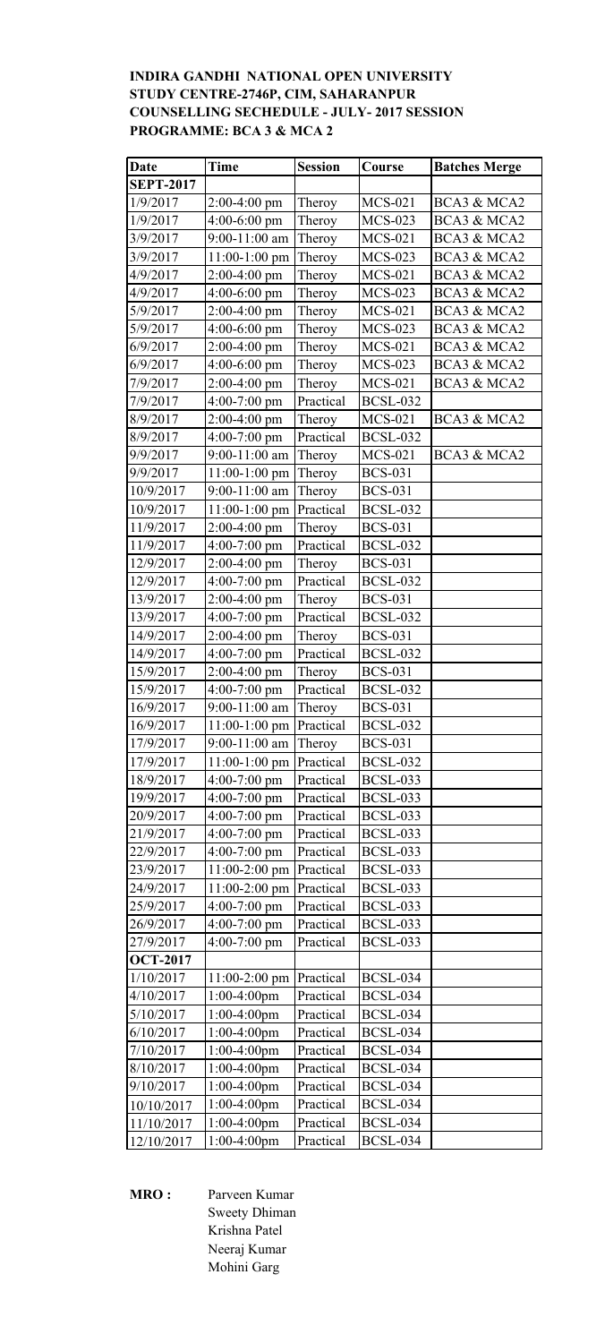**INDIRA GANDHI NATIONAL OPEN UNIVERSITY**
**STUDY CENTRE-2746P, CIM, SAHARANPUR**
**COUNSELLING SECHEDULE - JULY- 2017 SESSION**
**PROGRAMME: BCA 3 & MCA 2**

| Date | Time | Session | Course | Batches Merge |
|---|---|---|---|---|
| **SEPT-2017** | | | | |
| 1/9/2017 | 2:00-4:00 pm | Theroy | MCS-021 | BCA3 & MCA2 |
| 1/9/2017 | 4:00-6:00 pm | Theroy | MCS-023 | BCA3 & MCA2 |
| 3/9/2017 | 9:00-11:00 am | Theroy | MCS-021 | BCA3 & MCA2 |
| 3/9/2017 | 11:00-1:00 pm | Theroy | MCS-023 | BCA3 & MCA2 |
| 4/9/2017 | 2:00-4:00 pm | Theroy | MCS-021 | BCA3 & MCA2 |
| 4/9/2017 | 4:00-6:00 pm | Theroy | MCS-023 | BCA3 & MCA2 |
| 5/9/2017 | 2:00-4:00 pm | Theroy | MCS-021 | BCA3 & MCA2 |
| 5/9/2017 | 4:00-6:00 pm | Theroy | MCS-023 | BCA3 & MCA2 |
| 6/9/2017 | 2:00-4:00 pm | Theroy | MCS-021 | BCA3 & MCA2 |
| 6/9/2017 | 4:00-6:00 pm | Theroy | MCS-023 | BCA3 & MCA2 |
| 7/9/2017 | 2:00-4:00 pm | Theroy | MCS-021 | BCA3 & MCA2 |
| 7/9/2017 | 4:00-7:00 pm | Practical | BCSL-032 | |
| 8/9/2017 | 2:00-4:00 pm | Theroy | MCS-021 | BCA3 & MCA2 |
| 8/9/2017 | 4:00-7:00 pm | Practical | BCSL-032 | |
| 9/9/2017 | 9:00-11:00 am | Theroy | MCS-021 | BCA3 & MCA2 |
| 9/9/2017 | 11:00-1:00 pm | Theroy | BCS-031 | |
| 10/9/2017 | 9:00-11:00 am | Theroy | BCS-031 | |
| 10/9/2017 | 11:00-1:00 pm | Practical | BCSL-032 | |
| 11/9/2017 | 2:00-4:00 pm | Theroy | BCS-031 | |
| 11/9/2017 | 4:00-7:00 pm | Practical | BCSL-032 | |
| 12/9/2017 | 2:00-4:00 pm | Theroy | BCS-031 | |
| 12/9/2017 | 4:00-7:00 pm | Practical | BCSL-032 | |
| 13/9/2017 | 2:00-4:00 pm | Theroy | BCS-031 | |
| 13/9/2017 | 4:00-7:00 pm | Practical | BCSL-032 | |
| 14/9/2017 | 2:00-4:00 pm | Theroy | BCS-031 | |
| 14/9/2017 | 4:00-7:00 pm | Practical | BCSL-032 | |
| 15/9/2017 | 2:00-4:00 pm | Theroy | BCS-031 | |
| 15/9/2017 | 4:00-7:00 pm | Practical | BCSL-032 | |
| 16/9/2017 | 9:00-11:00 am | Theroy | BCS-031 | |
| 16/9/2017 | 11:00-1:00 pm | Practical | BCSL-032 | |
| 17/9/2017 | 9:00-11:00 am | Theroy | BCS-031 | |
| 17/9/2017 | 11:00-1:00 pm | Practical | BCSL-032 | |
| 18/9/2017 | 4:00-7:00 pm | Practical | BCSL-033 | |
| 19/9/2017 | 4:00-7:00 pm | Practical | BCSL-033 | |
| 20/9/2017 | 4:00-7:00 pm | Practical | BCSL-033 | |
| 21/9/2017 | 4:00-7:00 pm | Practical | BCSL-033 | |
| 22/9/2017 | 4:00-7:00 pm | Practical | BCSL-033 | |
| 23/9/2017 | 11:00-2:00 pm | Practical | BCSL-033 | |
| 24/9/2017 | 11:00-2:00 pm | Practical | BCSL-033 | |
| 25/9/2017 | 4:00-7:00 pm | Practical | BCSL-033 | |
| 26/9/2017 | 4:00-7:00 pm | Practical | BCSL-033 | |
| 27/9/2017 | 4:00-7:00 pm | Practical | BCSL-033 | |
| **OCT-2017** | | | | |
| 1/10/2017 | 11:00-2:00 pm | Practical | BCSL-034 | |
| 4/10/2017 | 1:00-4:00pm | Practical | BCSL-034 | |
| 5/10/2017 | 1:00-4:00pm | Practical | BCSL-034 | |
| 6/10/2017 | 1:00-4:00pm | Practical | BCSL-034 | |
| 7/10/2017 | 1:00-4:00pm | Practical | BCSL-034 | |
| 8/10/2017 | 1:00-4:00pm | Practical | BCSL-034 | |
| 9/10/2017 | 1:00-4:00pm | Practical | BCSL-034 | |
| 10/10/2017 | 1:00-4:00pm | Practical | BCSL-034 | |
| 11/10/2017 | 1:00-4:00pm | Practical | BCSL-034 | |
| 12/10/2017 | 1:00-4:00pm | Practical | BCSL-034 | |

**MRO :** Parveen Kumar
Sweety Dhiman
Krishna Patel
Neeraj Kumar
Mohini Garg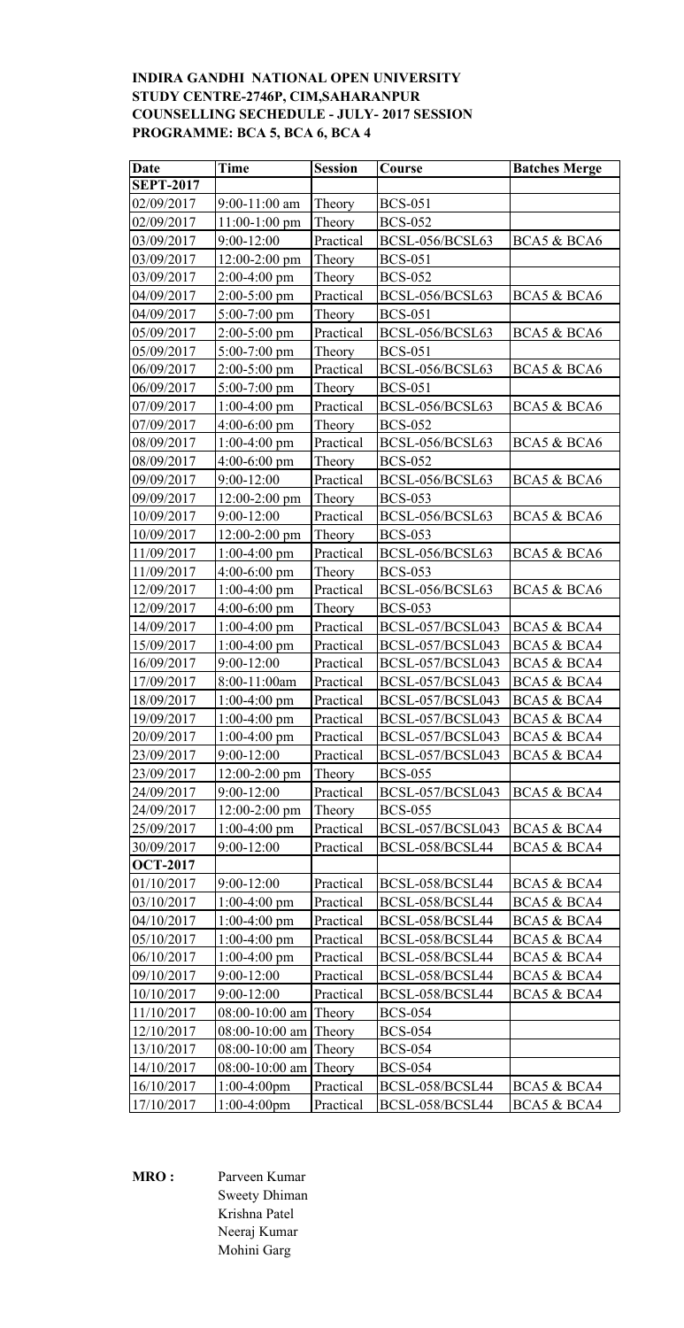**INDIRA GANDHI NATIONAL OPEN UNIVERSITY**
**STUDY CENTRE-2746P, CIM,SAHARANPUR**
**COUNSELLING SECHEDULE - JULY- 2017 SESSION**
**PROGRAMME: BCA 5, BCA 6, BCA 4**

| Date | Time | Session | Course | Batches Merge |
|---|---|---|---|---|
| **SEPT-2017** | | | | |
| 02/09/2017 | 9:00-11:00 am | Theory | BCS-051 | |
| 02/09/2017 | 11:00-1:00 pm | Theory | BCS-052 | |
| 03/09/2017 | 9:00-12:00 | Practical | BCSL-056/BCSL63 | BCA5 & BCA6 |
| 03/09/2017 | 12:00-2:00 pm | Theory | BCS-051 | |
| 03/09/2017 | 2:00-4:00 pm | Theory | BCS-052 | |
| 04/09/2017 | 2:00-5:00 pm | Practical | BCSL-056/BCSL63 | BCA5 & BCA6 |
| 04/09/2017 | 5:00-7:00 pm | Theory | BCS-051 | |
| 05/09/2017 | 2:00-5:00 pm | Practical | BCSL-056/BCSL63 | BCA5 & BCA6 |
| 05/09/2017 | 5:00-7:00 pm | Theory | BCS-051 | |
| 06/09/2017 | 2:00-5:00 pm | Practical | BCSL-056/BCSL63 | BCA5 & BCA6 |
| 06/09/2017 | 5:00-7:00 pm | Theory | BCS-051 | |
| 07/09/2017 | 1:00-4:00 pm | Practical | BCSL-056/BCSL63 | BCA5 & BCA6 |
| 07/09/2017 | 4:00-6:00 pm | Theory | BCS-052 | |
| 08/09/2017 | 1:00-4:00 pm | Practical | BCSL-056/BCSL63 | BCA5 & BCA6 |
| 08/09/2017 | 4:00-6:00 pm | Theory | BCS-052 | |
| 09/09/2017 | 9:00-12:00 | Practical | BCSL-056/BCSL63 | BCA5 & BCA6 |
| 09/09/2017 | 12:00-2:00 pm | Theory | BCS-053 | |
| 10/09/2017 | 9:00-12:00 | Practical | BCSL-056/BCSL63 | BCA5 & BCA6 |
| 10/09/2017 | 12:00-2:00 pm | Theory | BCS-053 | |
| 11/09/2017 | 1:00-4:00 pm | Practical | BCSL-056/BCSL63 | BCA5 & BCA6 |
| 11/09/2017 | 4:00-6:00 pm | Theory | BCS-053 | |
| 12/09/2017 | 1:00-4:00 pm | Practical | BCSL-056/BCSL63 | BCA5 & BCA6 |
| 12/09/2017 | 4:00-6:00 pm | Theory | BCS-053 | |
| 14/09/2017 | 1:00-4:00 pm | Practical | BCSL-057/BCSL043 | BCA5 & BCA4 |
| 15/09/2017 | 1:00-4:00 pm | Practical | BCSL-057/BCSL043 | BCA5 & BCA4 |
| 16/09/2017 | 9:00-12:00 | Practical | BCSL-057/BCSL043 | BCA5 & BCA4 |
| 17/09/2017 | 8:00-11:00am | Practical | BCSL-057/BCSL043 | BCA5 & BCA4 |
| 18/09/2017 | 1:00-4:00 pm | Practical | BCSL-057/BCSL043 | BCA5 & BCA4 |
| 19/09/2017 | 1:00-4:00 pm | Practical | BCSL-057/BCSL043 | BCA5 & BCA4 |
| 20/09/2017 | 1:00-4:00 pm | Practical | BCSL-057/BCSL043 | BCA5 & BCA4 |
| 23/09/2017 | 9:00-12:00 | Practical | BCSL-057/BCSL043 | BCA5 & BCA4 |
| 23/09/2017 | 12:00-2:00 pm | Theory | BCS-055 | |
| 24/09/2017 | 9:00-12:00 | Practical | BCSL-057/BCSL043 | BCA5 & BCA4 |
| 24/09/2017 | 12:00-2:00 pm | Theory | BCS-055 | |
| 25/09/2017 | 1:00-4:00 pm | Practical | BCSL-057/BCSL043 | BCA5 & BCA4 |
| 30/09/2017 | 9:00-12:00 | Practical | BCSL-058/BCSL44 | BCA5 & BCA4 |
| **OCT-2017** | | | | |
| 01/10/2017 | 9:00-12:00 | Practical | BCSL-058/BCSL44 | BCA5 & BCA4 |
| 03/10/2017 | 1:00-4:00 pm | Practical | BCSL-058/BCSL44 | BCA5 & BCA4 |
| 04/10/2017 | 1:00-4:00 pm | Practical | BCSL-058/BCSL44 | BCA5 & BCA4 |
| 05/10/2017 | 1:00-4:00 pm | Practical | BCSL-058/BCSL44 | BCA5 & BCA4 |
| 06/10/2017 | 1:00-4:00 pm | Practical | BCSL-058/BCSL44 | BCA5 & BCA4 |
| 09/10/2017 | 9:00-12:00 | Practical | BCSL-058/BCSL44 | BCA5 & BCA4 |
| 10/10/2017 | 9:00-12:00 | Practical | BCSL-058/BCSL44 | BCA5 & BCA4 |
| 11/10/2017 | 08:00-10:00 am | Theory | BCS-054 | |
| 12/10/2017 | 08:00-10:00 am | Theory | BCS-054 | |
| 13/10/2017 | 08:00-10:00 am | Theory | BCS-054 | |
| 14/10/2017 | 08:00-10:00 am | Theory | BCS-054 | |
| 16/10/2017 | 1:00-4:00pm | Practical | BCSL-058/BCSL44 | BCA5 & BCA4 |
| 17/10/2017 | 1:00-4:00pm | Practical | BCSL-058/BCSL44 | BCA5 & BCA4 |

**MRO :** Parveen Kumar
Sweety Dhiman
Krishna Patel
Neeraj Kumar
Mohini Garg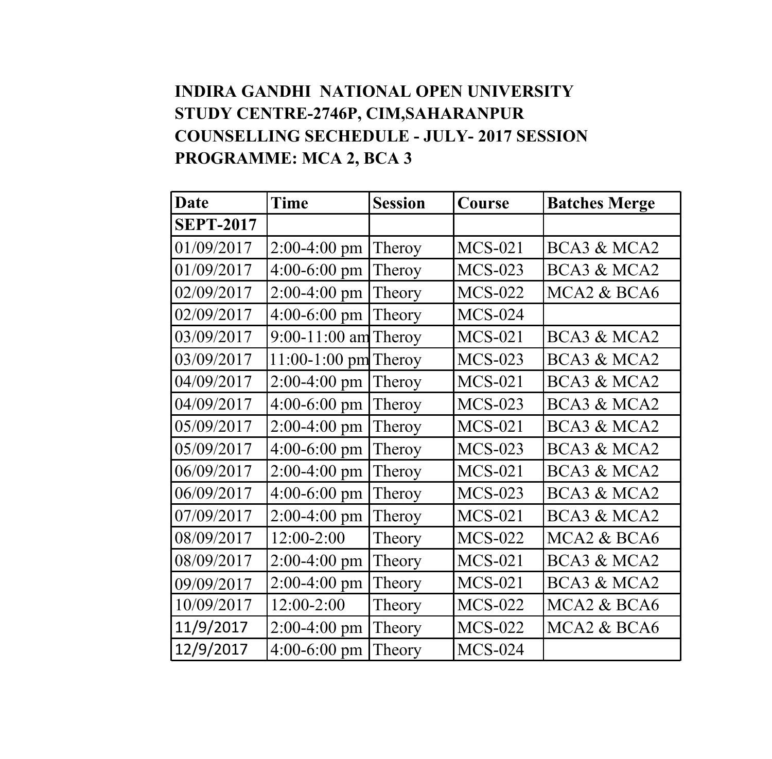**INDIRA GANDHI NATIONAL OPEN UNIVERSITY**
**STUDY CENTRE-2746P, CIM,SAHARANPUR**
**COUNSELLING SECHEDULE - JULY- 2017 SESSION**
**PROGRAMME: MCA 2, BCA 3**

| Date | Time | Session | Course | Batches Merge |
|---|---|---|---|---|
| **SEPT-2017** | | | | |
| 01/09/2017 | 2:00-4:00 pm | Theroy | MCS-021 | BCA3 & MCA2 |
| 01/09/2017 | 4:00-6:00 pm | Theroy | MCS-023 | BCA3 & MCA2 |
| 02/09/2017 | 2:00-4:00 pm | Theory | MCS-022 | MCA2 & BCA6 |
| 02/09/2017 | 4:00-6:00 pm | Theory | MCS-024 | |
| 03/09/2017 | 9:00-11:00 am | Theroy | MCS-021 | BCA3 & MCA2 |
| 03/09/2017 | 11:00-1:00 pm | Theroy | MCS-023 | BCA3 & MCA2 |
| 04/09/2017 | 2:00-4:00 pm | Theroy | MCS-021 | BCA3 & MCA2 |
| 04/09/2017 | 4:00-6:00 pm | Theroy | MCS-023 | BCA3 & MCA2 |
| 05/09/2017 | 2:00-4:00 pm | Theroy | MCS-021 | BCA3 & MCA2 |
| 05/09/2017 | 4:00-6:00 pm | Theroy | MCS-023 | BCA3 & MCA2 |
| 06/09/2017 | 2:00-4:00 pm | Theroy | MCS-021 | BCA3 & MCA2 |
| 06/09/2017 | 4:00-6:00 pm | Theroy | MCS-023 | BCA3 & MCA2 |
| 07/09/2017 | 2:00-4:00 pm | Theroy | MCS-021 | BCA3 & MCA2 |
| 08/09/2017 | 12:00-2:00 | Theory | MCS-022 | MCA2 & BCA6 |
| 08/09/2017 | 2:00-4:00 pm | Theory | MCS-021 | BCA3 & MCA2 |
| 09/09/2017 | 2:00-4:00 pm | Theory | MCS-021 | BCA3 & MCA2 |
| 10/09/2017 | 12:00-2:00 | Theory | MCS-022 | MCA2 & BCA6 |
| 11/9/2017 | 2:00-4:00 pm | Theory | MCS-022 | MCA2 & BCA6 |
| 12/9/2017 | 4:00-6:00 pm | Theory | MCS-024 | |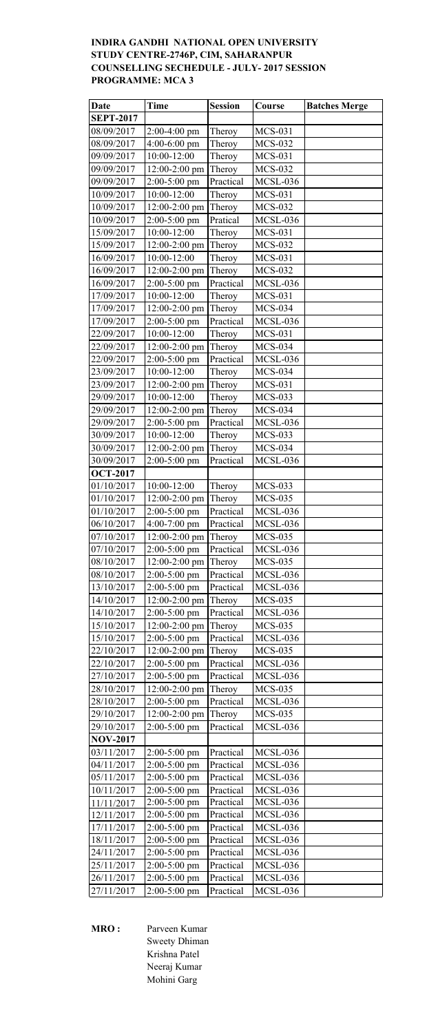**INDIRA GANDHI NATIONAL OPEN UNIVERSITY**
**STUDY CENTRE-2746P, CIM, SAHARANPUR**
**COUNSELLING SECHEDULE - JULY- 2017 SESSION**
**PROGRAMME: MCA 3**

| Date | Time | Session | Course | Batches Merge |
|---|---|---|---|---|
| **SEPT-2017** | | | | |
| 08/09/2017 | 2:00-4:00 pm | Theroy | MCS-031 | |
| 08/09/2017 | 4:00-6:00 pm | Theroy | MCS-032 | |
| 09/09/2017 | 10:00-12:00 | Theroy | MCS-031 | |
| 09/09/2017 | 12:00-2:00 pm | Theroy | MCS-032 | |
| 09/09/2017 | 2:00-5:00 pm | Practical | MCSL-036 | |
| 10/09/2017 | 10:00-12:00 | Theroy | MCS-031 | |
| 10/09/2017 | 12:00-2:00 pm | Theroy | MCS-032 | |
| 10/09/2017 | 2:00-5:00 pm | Pratical | MCSL-036 | |
| 15/09/2017 | 10:00-12:00 | Theroy | MCS-031 | |
| 15/09/2017 | 12:00-2:00 pm | Theroy | MCS-032 | |
| 16/09/2017 | 10:00-12:00 | Theroy | MCS-031 | |
| 16/09/2017 | 12:00-2:00 pm | Theroy | MCS-032 | |
| 16/09/2017 | 2:00-5:00 pm | Practical | MCSL-036 | |
| 17/09/2017 | 10:00-12:00 | Theroy | MCS-031 | |
| 17/09/2017 | 12:00-2:00 pm | Theroy | MCS-034 | |
| 17/09/2017 | 2:00-5:00 pm | Practical | MCSL-036 | |
| 22/09/2017 | 10:00-12:00 | Theroy | MCS-031 | |
| 22/09/2017 | 12:00-2:00 pm | Theroy | MCS-034 | |
| 22/09/2017 | 2:00-5:00 pm | Practical | MCSL-036 | |
| 23/09/2017 | 10:00-12:00 | Theroy | MCS-034 | |
| 23/09/2017 | 12:00-2:00 pm | Theroy | MCS-031 | |
| 29/09/2017 | 10:00-12:00 | Theroy | MCS-033 | |
| 29/09/2017 | 12:00-2:00 pm | Theroy | MCS-034 | |
| 29/09/2017 | 2:00-5:00 pm | Practical | MCSL-036 | |
| 30/09/2017 | 10:00-12:00 | Theroy | MCS-033 | |
| 30/09/2017 | 12:00-2:00 pm | Theroy | MCS-034 | |
| 30/09/2017 | 2:00-5:00 pm | Practical | MCSL-036 | |
| **OCT-2017** | | | | |
| 01/10/2017 | 10:00-12:00 | Theroy | MCS-033 | |
| 01/10/2017 | 12:00-2:00 pm | Theroy | MCS-035 | |
| 01/10/2017 | 2:00-5:00 pm | Practical | MCSL-036 | |
| 06/10/2017 | 4:00-7:00 pm | Practical | MCSL-036 | |
| 07/10/2017 | 12:00-2:00 pm | Theroy | MCS-035 | |
| 07/10/2017 | 2:00-5:00 pm | Practical | MCSL-036 | |
| 08/10/2017 | 12:00-2:00 pm | Theroy | MCS-035 | |
| 08/10/2017 | 2:00-5:00 pm | Practical | MCSL-036 | |
| 13/10/2017 | 2:00-5:00 pm | Practical | MCSL-036 | |
| 14/10/2017 | 12:00-2:00 pm | Theroy | MCS-035 | |
| 14/10/2017 | 2:00-5:00 pm | Practical | MCSL-036 | |
| 15/10/2017 | 12:00-2:00 pm | Theroy | MCS-035 | |
| 15/10/2017 | 2:00-5:00 pm | Practical | MCSL-036 | |
| 22/10/2017 | 12:00-2:00 pm | Theroy | MCS-035 | |
| 22/10/2017 | 2:00-5:00 pm | Practical | MCSL-036 | |
| 27/10/2017 | 2:00-5:00 pm | Practical | MCSL-036 | |
| 28/10/2017 | 12:00-2:00 pm | Theroy | MCS-035 | |
| 28/10/2017 | 2:00-5:00 pm | Practical | MCSL-036 | |
| 29/10/2017 | 12:00-2:00 pm | Theroy | MCS-035 | |
| 29/10/2017 | 2:00-5:00 pm | Practical | MCSL-036 | |
| **NOV-2017** | | | | |
| 03/11/2017 | 2:00-5:00 pm | Practical | MCSL-036 | |
| 04/11/2017 | 2:00-5:00 pm | Practical | MCSL-036 | |
| 05/11/2017 | 2:00-5:00 pm | Practical | MCSL-036 | |
| 10/11/2017 | 2:00-5:00 pm | Practical | MCSL-036 | |
| 11/11/2017 | 2:00-5:00 pm | Practical | MCSL-036 | |
| 12/11/2017 | 2:00-5:00 pm | Practical | MCSL-036 | |
| 17/11/2017 | 2:00-5:00 pm | Practical | MCSL-036 | |
| 18/11/2017 | 2:00-5:00 pm | Practical | MCSL-036 | |
| 24/11/2017 | 2:00-5:00 pm | Practical | MCSL-036 | |
| 25/11/2017 | 2:00-5:00 pm | Practical | MCSL-036 | |
| 26/11/2017 | 2:00-5:00 pm | Practical | MCSL-036 | |
| 27/11/2017 | 2:00-5:00 pm | Practical | MCSL-036 | |

**MRO :** Parveen Kumar
Sweety Dhiman
Krishna Patel
Neeraj Kumar
Mohini Garg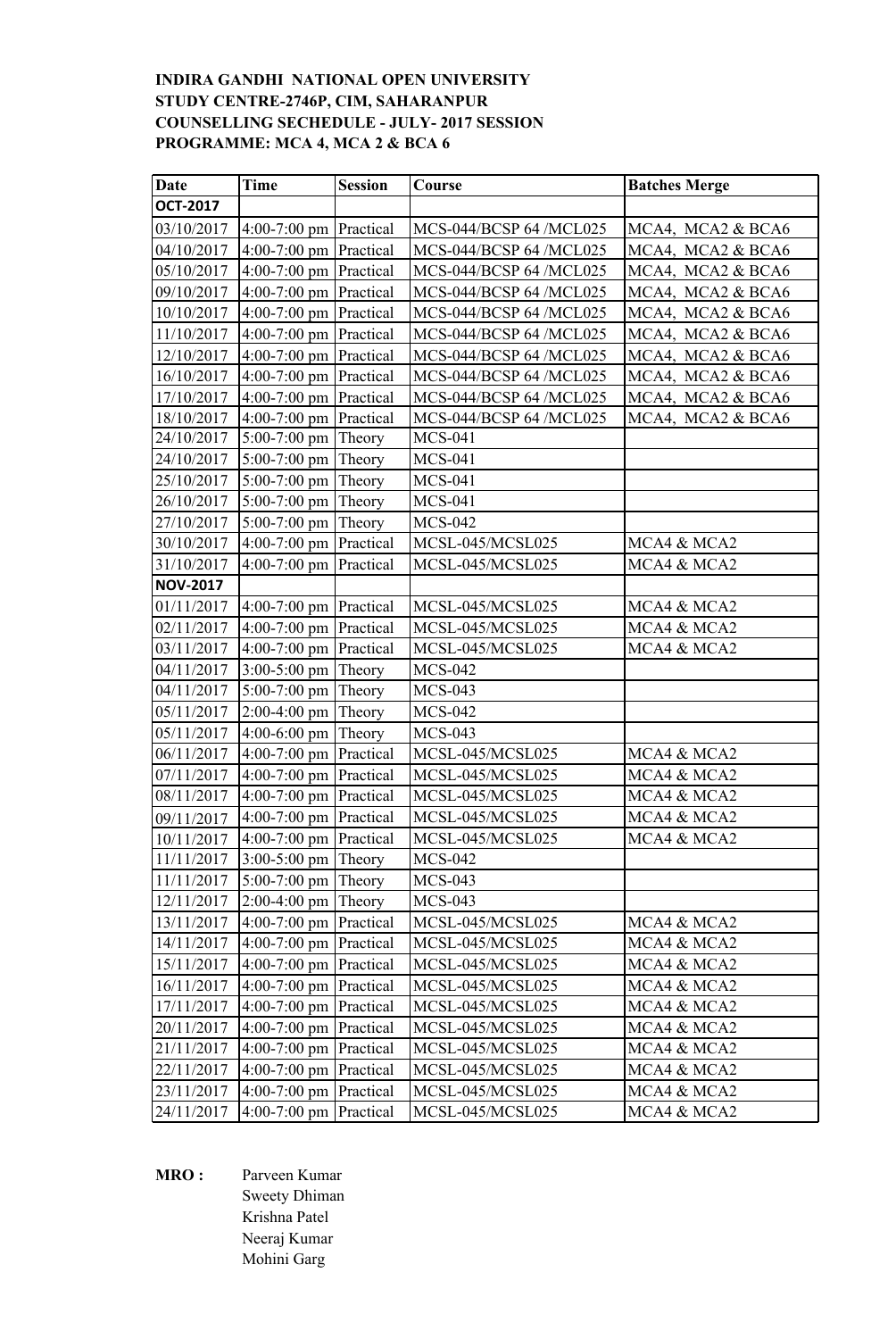**INDIRA GANDHI NATIONAL OPEN UNIVERSITY**
**STUDY CENTRE-2746P, CIM, SAHARANPUR**
**COUNSELLING SECHEDULE - JULY- 2017 SESSION**
**PROGRAMME: MCA 4, MCA 2 & BCA 6**

| Date | Time | Session | Course | Batches Merge |
|---|---|---|---|---|
| **OCT-2017** | | | | |
| 03/10/2017 | 4:00-7:00 pm | Practical | MCS-044/BCSP 64 /MCL025 | MCA4, MCA2 & BCA6 |
| 04/10/2017 | 4:00-7:00 pm | Practical | MCS-044/BCSP 64 /MCL025 | MCA4, MCA2 & BCA6 |
| 05/10/2017 | 4:00-7:00 pm | Practical | MCS-044/BCSP 64 /MCL025 | MCA4, MCA2 & BCA6 |
| 09/10/2017 | 4:00-7:00 pm | Practical | MCS-044/BCSP 64 /MCL025 | MCA4, MCA2 & BCA6 |
| 10/10/2017 | 4:00-7:00 pm | Practical | MCS-044/BCSP 64 /MCL025 | MCA4, MCA2 & BCA6 |
| 11/10/2017 | 4:00-7:00 pm | Practical | MCS-044/BCSP 64 /MCL025 | MCA4, MCA2 & BCA6 |
| 12/10/2017 | 4:00-7:00 pm | Practical | MCS-044/BCSP 64 /MCL025 | MCA4, MCA2 & BCA6 |
| 16/10/2017 | 4:00-7:00 pm | Practical | MCS-044/BCSP 64 /MCL025 | MCA4, MCA2 & BCA6 |
| 17/10/2017 | 4:00-7:00 pm | Practical | MCS-044/BCSP 64 /MCL025 | MCA4, MCA2 & BCA6 |
| 18/10/2017 | 4:00-7:00 pm | Practical | MCS-044/BCSP 64 /MCL025 | MCA4, MCA2 & BCA6 |
| 24/10/2017 | 5:00-7:00 pm | Theory | MCS-041 | |
| 24/10/2017 | 5:00-7:00 pm | Theory | MCS-041 | |
| 25/10/2017 | 5:00-7:00 pm | Theory | MCS-041 | |
| 26/10/2017 | 5:00-7:00 pm | Theory | MCS-041 | |
| 27/10/2017 | 5:00-7:00 pm | Theory | MCS-042 | |
| 30/10/2017 | 4:00-7:00 pm | Practical | MCSL-045/MCSL025 | MCA4 & MCA2 |
| 31/10/2017 | 4:00-7:00 pm | Practical | MCSL-045/MCSL025 | MCA4 & MCA2 |
| **NOV-2017** | | | | |
| 01/11/2017 | 4:00-7:00 pm | Practical | MCSL-045/MCSL025 | MCA4 & MCA2 |
| 02/11/2017 | 4:00-7:00 pm | Practical | MCSL-045/MCSL025 | MCA4 & MCA2 |
| 03/11/2017 | 4:00-7:00 pm | Practical | MCSL-045/MCSL025 | MCA4 & MCA2 |
| 04/11/2017 | 3:00-5:00 pm | Theory | MCS-042 | |
| 04/11/2017 | 5:00-7:00 pm | Theory | MCS-043 | |
| 05/11/2017 | 2:00-4:00 pm | Theory | MCS-042 | |
| 05/11/2017 | 4:00-6:00 pm | Theory | MCS-043 | |
| 06/11/2017 | 4:00-7:00 pm | Practical | MCSL-045/MCSL025 | MCA4 & MCA2 |
| 07/11/2017 | 4:00-7:00 pm | Practical | MCSL-045/MCSL025 | MCA4 & MCA2 |
| 08/11/2017 | 4:00-7:00 pm | Practical | MCSL-045/MCSL025 | MCA4 & MCA2 |
| 09/11/2017 | 4:00-7:00 pm | Practical | MCSL-045/MCSL025 | MCA4 & MCA2 |
| 10/11/2017 | 4:00-7:00 pm | Practical | MCSL-045/MCSL025 | MCA4 & MCA2 |
| 11/11/2017 | 3:00-5:00 pm | Theory | MCS-042 | |
| 11/11/2017 | 5:00-7:00 pm | Theory | MCS-043 | |
| 12/11/2017 | 2:00-4:00 pm | Theory | MCS-043 | |
| 13/11/2017 | 4:00-7:00 pm | Practical | MCSL-045/MCSL025 | MCA4 & MCA2 |
| 14/11/2017 | 4:00-7:00 pm | Practical | MCSL-045/MCSL025 | MCA4 & MCA2 |
| 15/11/2017 | 4:00-7:00 pm | Practical | MCSL-045/MCSL025 | MCA4 & MCA2 |
| 16/11/2017 | 4:00-7:00 pm | Practical | MCSL-045/MCSL025 | MCA4 & MCA2 |
| 17/11/2017 | 4:00-7:00 pm | Practical | MCSL-045/MCSL025 | MCA4 & MCA2 |
| 20/11/2017 | 4:00-7:00 pm | Practical | MCSL-045/MCSL025 | MCA4 & MCA2 |
| 21/11/2017 | 4:00-7:00 pm | Practical | MCSL-045/MCSL025 | MCA4 & MCA2 |
| 22/11/2017 | 4:00-7:00 pm | Practical | MCSL-045/MCSL025 | MCA4 & MCA2 |
| 23/11/2017 | 4:00-7:00 pm | Practical | MCSL-045/MCSL025 | MCA4 & MCA2 |
| 24/11/2017 | 4:00-7:00 pm | Practical | MCSL-045/MCSL025 | MCA4 & MCA2 |

**MRO :** Parveen Kumar
Sweety Dhiman
Krishna Patel
Neeraj Kumar
Mohini Garg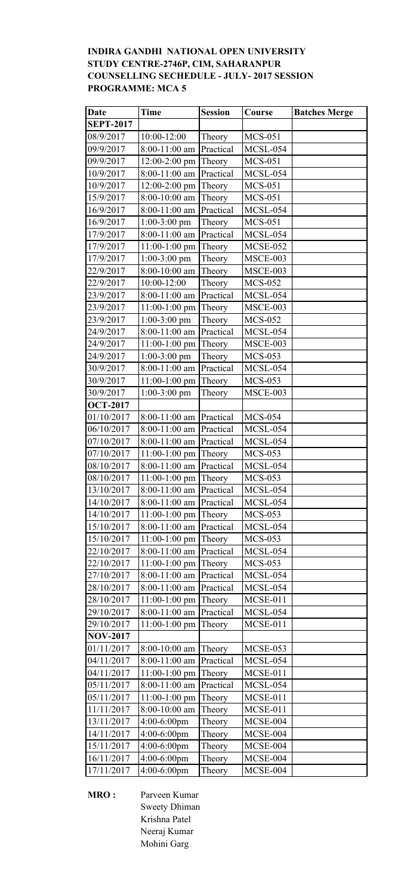**INDIRA GANDHI NATIONAL OPEN UNIVERSITY**
**STUDY CENTRE-2746P, CIM, SAHARANPUR**
**COUNSELLING SECHEDULE - JULY- 2017 SESSION**
**PROGRAMME: MCA 5**

| Date | Time | Session | Course | Batches Merge |
|---|---|---|---|---|
| **SEPT-2017** | | | | |
| 08/9/2017 | 10:00-12:00 | Theory | MCS-051 | |
| 09/9/2017 | 8:00-11:00 am | Practical | MCSL-054 | |
| 09/9/2017 | 12:00-2:00 pm | Theory | MCS-051 | |
| 10/9/2017 | 8:00-11:00 am | Practical | MCSL-054 | |
| 10/9/2017 | 12:00-2:00 pm | Theory | MCS-051 | |
| 15/9/2017 | 8:00-10:00 am | Theory | MCS-051 | |
| 16/9/2017 | 8:00-11:00 am | Practical | MCSL-054 | |
| 16/9/2017 | 1:00-3:00 pm | Theory | MCS-051 | |
| 17/9/2017 | 8:00-11:00 am | Practical | MCSL-054 | |
| 17/9/2017 | 11:00-1:00 pm | Theory | MCSE-052 | |
| 17/9/2017 | 1:00-3:00 pm | Theory | MSCE-003 | |
| 22/9/2017 | 8:00-10:00 am | Theory | MSCE-003 | |
| 22/9/2017 | 10:00-12:00 | Theory | MCS-052 | |
| 23/9/2017 | 8:00-11:00 am | Practical | MCSL-054 | |
| 23/9/2017 | 11:00-1:00 pm | Theory | MSCE-003 | |
| 23/9/2017 | 1:00-3:00 pm | Theory | MCS-052 | |
| 24/9/2017 | 8:00-11:00 am | Practical | MCSL-054 | |
| 24/9/2017 | 11:00-1:00 pm | Theory | MSCE-003 | |
| 24/9/2017 | 1:00-3:00 pm | Theory | MCS-053 | |
| 30/9/2017 | 8:00-11:00 am | Practical | MCSL-054 | |
| 30/9/2017 | 11:00-1:00 pm | Theory | MCS-053 | |
| 30/9/2017 | 1:00-3:00 pm | Theory | MSCE-003 | |
| **OCT-2017** | | | | |
| 01/10/2017 | 8:00-11:00 am | Practical | MCS-054 | |
| 06/10/2017 | 8:00-11:00 am | Practical | MCSL-054 | |
| 07/10/2017 | 8:00-11:00 am | Practical | MCSL-054 | |
| 07/10/2017 | 11:00-1:00 pm | Theory | MCS-053 | |
| 08/10/2017 | 8:00-11:00 am | Practical | MCSL-054 | |
| 08/10/2017 | 11:00-1:00 pm | Theory | MCS-053 | |
| 13/10/2017 | 8:00-11:00 am | Practical | MCSL-054 | |
| 14/10/2017 | 8:00-11:00 am | Practical | MCSL-054 | |
| 14/10/2017 | 11:00-1:00 pm | Theory | MCS-053 | |
| 15/10/2017 | 8:00-11:00 am | Practical | MCSL-054 | |
| 15/10/2017 | 11:00-1:00 pm | Theory | MCS-053 | |
| 22/10/2017 | 8:00-11:00 am | Practical | MCSL-054 | |
| 22/10/2017 | 11:00-1:00 pm | Theory | MCS-053 | |
| 27/10/2017 | 8:00-11:00 am | Practical | MCSL-054 | |
| 28/10/2017 | 8:00-11:00 am | Practical | MCSL-054 | |
| 28/10/2017 | 11:00-1:00 pm | Theory | MCSE-011 | |
| 29/10/2017 | 8:00-11:00 am | Practical | MCSL-054 | |
| 29/10/2017 | 11:00-1:00 pm | Theory | MCSE-011 | |
| **NOV-2017** | | | | |
| 01/11/2017 | 8:00-10:00 am | Theory | MCSE-053 | |
| 04/11/2017 | 8:00-11:00 am | Practical | MCSL-054 | |
| 04/11/2017 | 11:00-1:00 pm | Theory | MCSE-011 | |
| 05/11/2017 | 8:00-11:00 am | Practical | MCSL-054 | |
| 05/11/2017 | 11:00-1:00 pm | Theory | MCSE-011 | |
| 11/11/2017 | 8:00-10:00 am | Theory | MCSE-011 | |
| 13/11/2017 | 4:00-6:00pm | Theory | MCSE-004 | |
| 14/11/2017 | 4:00-6:00pm | Theory | MCSE-004 | |
| 15/11/2017 | 4:00-6:00pm | Theory | MCSE-004 | |
| 16/11/2017 | 4:00-6:00pm | Theory | MCSE-004 | |
| 17/11/2017 | 4:00-6:00pm | Theory | MCSE-004 | |

**MRO :** Parveen Kumar
Sweety Dhiman
Krishna Patel
Neeraj Kumar
Mohini Garg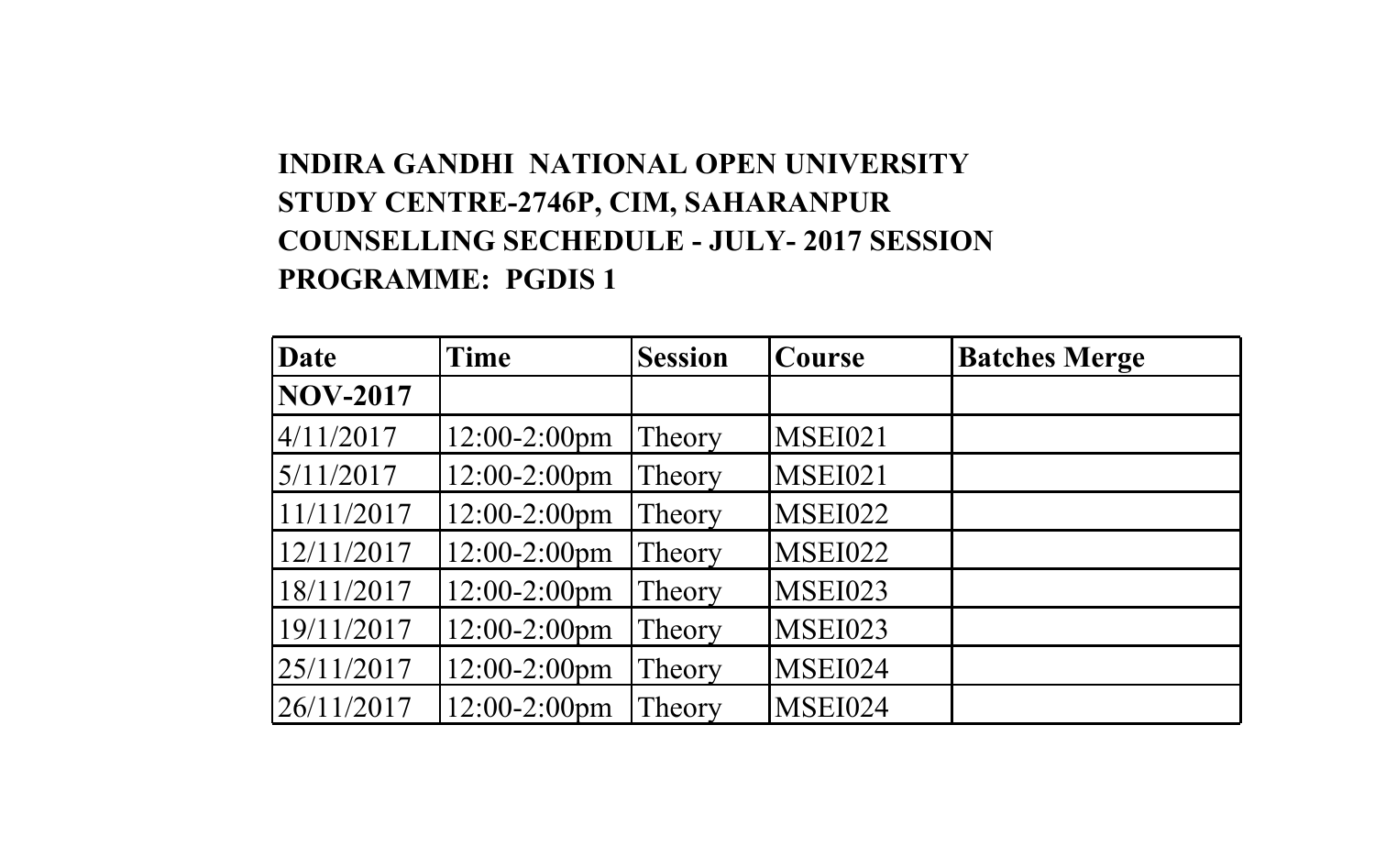**INDIRA GANDHI NATIONAL OPEN UNIVERSITY**
**STUDY CENTRE-2746P, CIM, SAHARANPUR**
**COUNSELLING SECHEDULE - JULY- 2017 SESSION**
**PROGRAMME: PGDIS 1**

| **Date** | **Time** | **Session** | **Course** | **Batches Merge** |
|---|---|---|---|---|
| **NOV-2017** | | | | |
| 4/11/2017 | 12:00-2:00pm | Theory | MSEI021 | |
| 5/11/2017 | 12:00-2:00pm | Theory | MSEI021 | |
| 11/11/2017 | 12:00-2:00pm | Theory | MSEI022 | |
| 12/11/2017 | 12:00-2:00pm | Theory | MSEI022 | |
| 18/11/2017 | 12:00-2:00pm | Theory | MSEI023 | |
| 19/11/2017 | 12:00-2:00pm | Theory | MSEI023 | |
| 25/11/2017 | 12:00-2:00pm | Theory | MSEI024 | |
| 26/11/2017 | 12:00-2:00pm | Theory | MSEI024 | |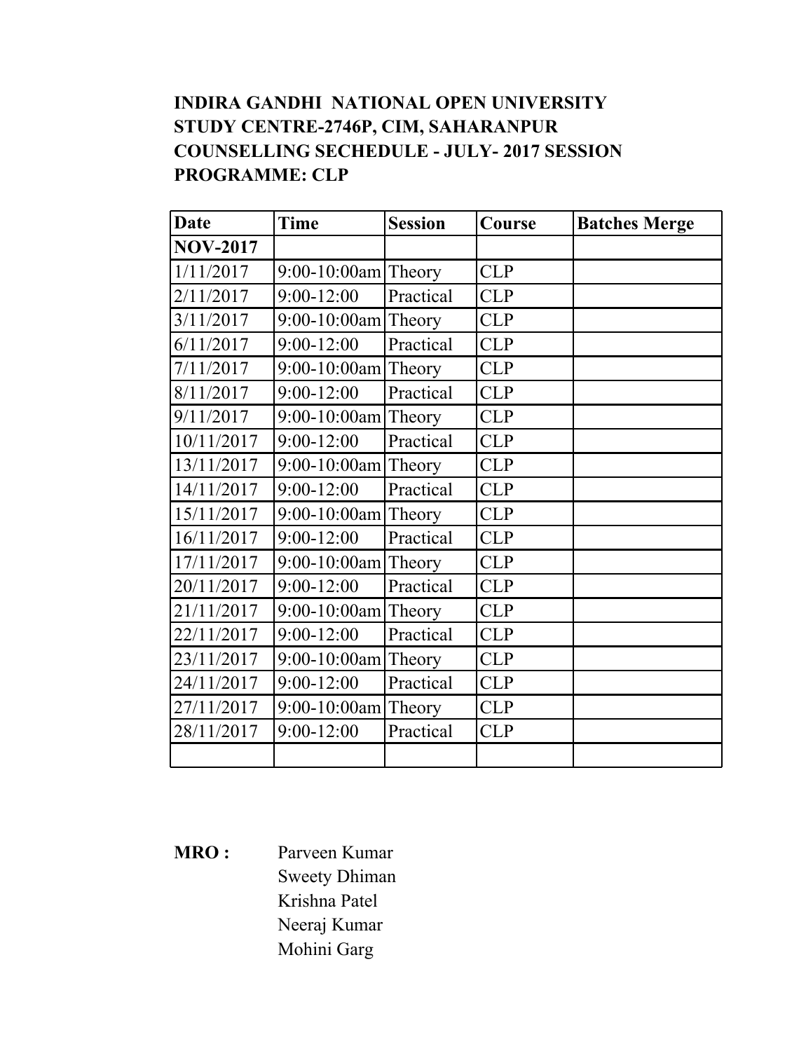**INDIRA GANDHI NATIONAL OPEN UNIVERSITY**
**STUDY CENTRE-2746P, CIM, SAHARANPUR**
**COUNSELLING SECHEDULE - JULY- 2017 SESSION**
**PROGRAMME: CLP**

| Date | Time | Session | Course | Batches Merge |
|---|---|---|---|---|
| **NOV-2017** | | | | |
| 1/11/2017 | 9:00-10:00am | Theory | CLP | |
| 2/11/2017 | 9:00-12:00 | Practical | CLP | |
| 3/11/2017 | 9:00-10:00am | Theory | CLP | |
| 6/11/2017 | 9:00-12:00 | Practical | CLP | |
| 7/11/2017 | 9:00-10:00am | Theory | CLP | |
| 8/11/2017 | 9:00-12:00 | Practical | CLP | |
| 9/11/2017 | 9:00-10:00am | Theory | CLP | |
| 10/11/2017 | 9:00-12:00 | Practical | CLP | |
| 13/11/2017 | 9:00-10:00am | Theory | CLP | |
| 14/11/2017 | 9:00-12:00 | Practical | CLP | |
| 15/11/2017 | 9:00-10:00am | Theory | CLP | |
| 16/11/2017 | 9:00-12:00 | Practical | CLP | |
| 17/11/2017 | 9:00-10:00am | Theory | CLP | |
| 20/11/2017 | 9:00-12:00 | Practical | CLP | |
| 21/11/2017 | 9:00-10:00am | Theory | CLP | |
| 22/11/2017 | 9:00-12:00 | Practical | CLP | |
| 23/11/2017 | 9:00-10:00am | Theory | CLP | |
| 24/11/2017 | 9:00-12:00 | Practical | CLP | |
| 27/11/2017 | 9:00-10:00am | Theory | CLP | |
| 28/11/2017 | 9:00-12:00 | Practical | CLP | |
| | | | | |

**MRO :** Parveen Kumar
Sweety Dhiman
Krishna Patel
Neeraj Kumar
Mohini Garg